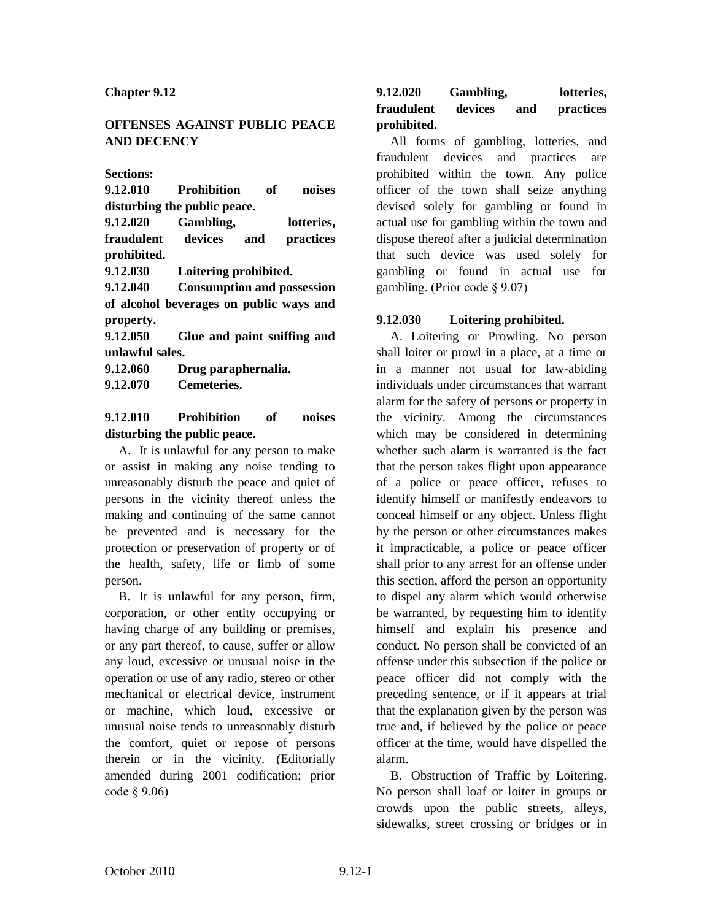## Chapter 9.12

## OFFENSES AGAINST PUBLIC PEACE AND DECENCY

**Sections:**

**9.12.010 Prohibition of noises disturbing the public peace.**
**9.12.020 Gambling, lotteries, fraudulent devices and practices prohibited.**
**9.12.030 Loitering prohibited.**
**9.12.040 Consumption and possession of alcohol beverages on public ways and property.**
**9.12.050 Glue and paint sniffing and unlawful sales.**
**9.12.060 Drug paraphernalia.**
**9.12.070 Cemeteries.**

### 9.12.010 Prohibition of noises disturbing the public peace.

A. It is unlawful for any person to make or assist in making any noise tending to unreasonably disturb the peace and quiet of persons in the vicinity thereof unless the making and continuing of the same cannot be prevented and is necessary for the protection or preservation of property or of the health, safety, life or limb of some person.

B. It is unlawful for any person, firm, corporation, or other entity occupying or having charge of any building or premises, or any part thereof, to cause, suffer or allow any loud, excessive or unusual noise in the operation or use of any radio, stereo or other mechanical or electrical device, instrument or machine, which loud, excessive or unusual noise tends to unreasonably disturb the comfort, quiet or repose of persons therein or in the vicinity. (Editorially amended during 2001 codification; prior code § 9.06)

### 9.12.020 Gambling, lotteries, fraudulent devices and practices prohibited.

All forms of gambling, lotteries, and fraudulent devices and practices are prohibited within the town. Any police officer of the town shall seize anything devised solely for gambling or found in actual use for gambling within the town and dispose thereof after a judicial determination that such device was used solely for gambling or found in actual use for gambling. (Prior code § 9.07)

### 9.12.030 Loitering prohibited.

A. Loitering or Prowling. No person shall loiter or prowl in a place, at a time or in a manner not usual for law-abiding individuals under circumstances that warrant alarm for the safety of persons or property in the vicinity. Among the circumstances which may be considered in determining whether such alarm is warranted is the fact that the person takes flight upon appearance of a police or peace officer, refuses to identify himself or manifestly endeavors to conceal himself or any object. Unless flight by the person or other circumstances makes it impracticable, a police or peace officer shall prior to any arrest for an offense under this section, afford the person an opportunity to dispel any alarm which would otherwise be warranted, by requesting him to identify himself and explain his presence and conduct. No person shall be convicted of an offense under this subsection if the police or peace officer did not comply with the preceding sentence, or if it appears at trial that the explanation given by the person was true and, if believed by the police or peace officer at the time, would have dispelled the alarm.

B. Obstruction of Traffic by Loitering. No person shall loaf or loiter in groups or crowds upon the public streets, alleys, sidewalks, street crossing or bridges or in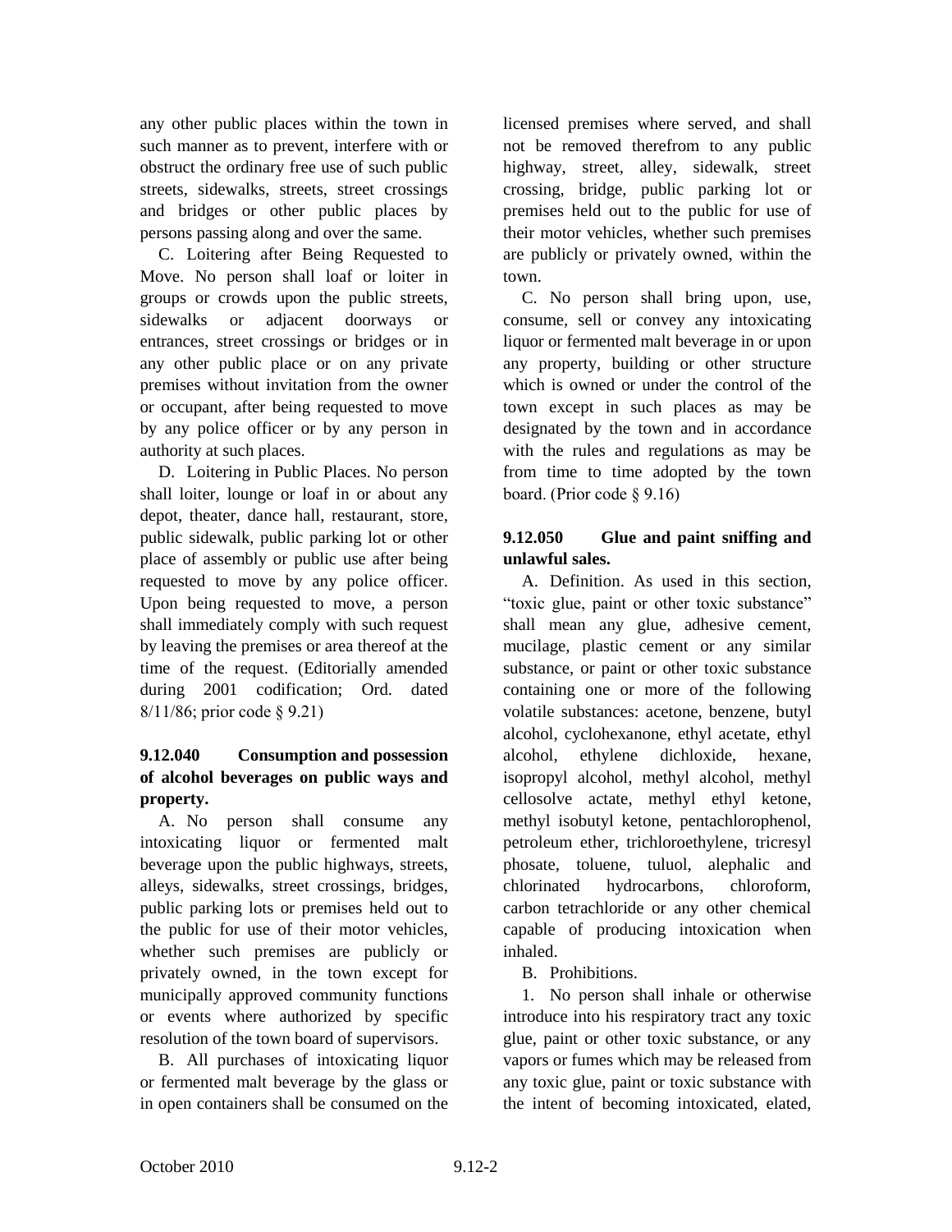any other public places within the town in such manner as to prevent, interfere with or obstruct the ordinary free use of such public streets, sidewalks, streets, street crossings and bridges or other public places by persons passing along and over the same.

C. Loitering after Being Requested to Move. No person shall loaf or loiter in groups or crowds upon the public streets, sidewalks or adjacent doorways or entrances, street crossings or bridges or in any other public place or on any private premises without invitation from the owner or occupant, after being requested to move by any police officer or by any person in authority at such places.

D. Loitering in Public Places. No person shall loiter, lounge or loaf in or about any depot, theater, dance hall, restaurant, store, public sidewalk, public parking lot or other place of assembly or public use after being requested to move by any police officer. Upon being requested to move, a person shall immediately comply with such request by leaving the premises or area thereof at the time of the request. (Editorially amended during 2001 codification; Ord. dated 8/11/86; prior code § 9.21)

### 9.12.040 Consumption and possession of alcohol beverages on public ways and property.

A. No person shall consume any intoxicating liquor or fermented malt beverage upon the public highways, streets, alleys, sidewalks, street crossings, bridges, public parking lots or premises held out to the public for use of their motor vehicles, whether such premises are publicly or privately owned, in the town except for municipally approved community functions or events where authorized by specific resolution of the town board of supervisors.

B. All purchases of intoxicating liquor or fermented malt beverage by the glass or in open containers shall be consumed on the licensed premises where served, and shall not be removed therefrom to any public highway, street, alley, sidewalk, street crossing, bridge, public parking lot or premises held out to the public for use of their motor vehicles, whether such premises are publicly or privately owned, within the town.

C. No person shall bring upon, use, consume, sell or convey any intoxicating liquor or fermented malt beverage in or upon any property, building or other structure which is owned or under the control of the town except in such places as may be designated by the town and in accordance with the rules and regulations as may be from time to time adopted by the town board. (Prior code § 9.16)

### 9.12.050 Glue and paint sniffing and unlawful sales.

A. Definition. As used in this section, "toxic glue, paint or other toxic substance" shall mean any glue, adhesive cement, mucilage, plastic cement or any similar substance, or paint or other toxic substance containing one or more of the following volatile substances: acetone, benzene, butyl alcohol, cyclohexanone, ethyl acetate, ethyl alcohol, ethylene dichloxide, hexane, isopropyl alcohol, methyl alcohol, methyl cellosolve actate, methyl ethyl ketone, methyl isobutyl ketone, pentachlorophenol, petroleum ether, trichloroethylene, tricresyl phosate, toluene, tuluol, alephalic and chlorinated hydrocarbons, chloroform, carbon tetrachloride or any other chemical capable of producing intoxication when inhaled.

B. Prohibitions.

1. No person shall inhale or otherwise introduce into his respiratory tract any toxic glue, paint or other toxic substance, or any vapors or fumes which may be released from any toxic glue, paint or toxic substance with the intent of becoming intoxicated, elated,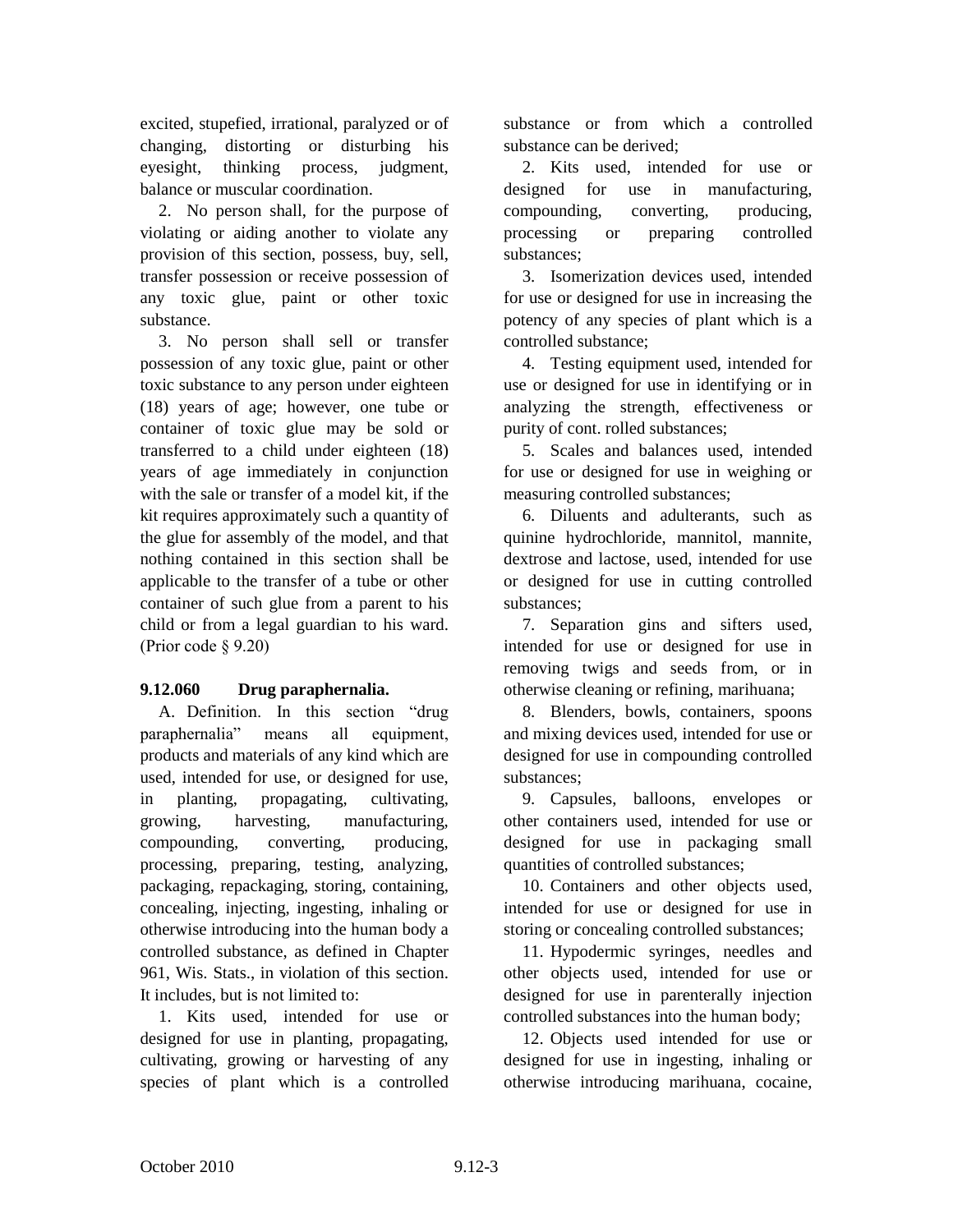excited, stupefied, irrational, paralyzed or of changing, distorting or disturbing his eyesight, thinking process, judgment, balance or muscular coordination.

2. No person shall, for the purpose of violating or aiding another to violate any provision of this section, possess, buy, sell, transfer possession or receive possession of any toxic glue, paint or other toxic substance.

3. No person shall sell or transfer possession of any toxic glue, paint or other toxic substance to any person under eighteen (18) years of age; however, one tube or container of toxic glue may be sold or transferred to a child under eighteen (18) years of age immediately in conjunction with the sale or transfer of a model kit, if the kit requires approximately such a quantity of the glue for assembly of the model, and that nothing contained in this section shall be applicable to the transfer of a tube or other container of such glue from a parent to his child or from a legal guardian to his ward. (Prior code § 9.20)

**9.12.060 Drug paraphernalia.**

A. Definition. In this section "drug paraphernalia" means all equipment, products and materials of any kind which are used, intended for use, or designed for use, in planting, propagating, cultivating, growing, harvesting, manufacturing, compounding, converting, producing, processing, preparing, testing, analyzing, packaging, repackaging, storing, containing, concealing, injecting, ingesting, inhaling or otherwise introducing into the human body a controlled substance, as defined in Chapter 961, Wis. Stats., in violation of this section. It includes, but is not limited to:

1. Kits used, intended for use or designed for use in planting, propagating, cultivating, growing or harvesting of any species of plant which is a controlled substance or from which a controlled substance can be derived;

2. Kits used, intended for use or designed for use in manufacturing, compounding, converting, producing, processing or preparing controlled substances;

3. Isomerization devices used, intended for use or designed for use in increasing the potency of any species of plant which is a controlled substance;

4. Testing equipment used, intended for use or designed for use in identifying or in analyzing the strength, effectiveness or purity of cont. rolled substances;

5. Scales and balances used, intended for use or designed for use in weighing or measuring controlled substances;

6. Diluents and adulterants, such as quinine hydrochloride, mannitol, mannite, dextrose and lactose, used, intended for use or designed for use in cutting controlled substances;

7. Separation gins and sifters used, intended for use or designed for use in removing twigs and seeds from, or in otherwise cleaning or refining, marihuana;

8. Blenders, bowls, containers, spoons and mixing devices used, intended for use or designed for use in compounding controlled substances;

9. Capsules, balloons, envelopes or other containers used, intended for use or designed for use in packaging small quantities of controlled substances;

10. Containers and other objects used, intended for use or designed for use in storing or concealing controlled substances;

11. Hypodermic syringes, needles and other objects used, intended for use or designed for use in parenterally injection controlled substances into the human body;

12. Objects used intended for use or designed for use in ingesting, inhaling or otherwise introducing marihuana, cocaine,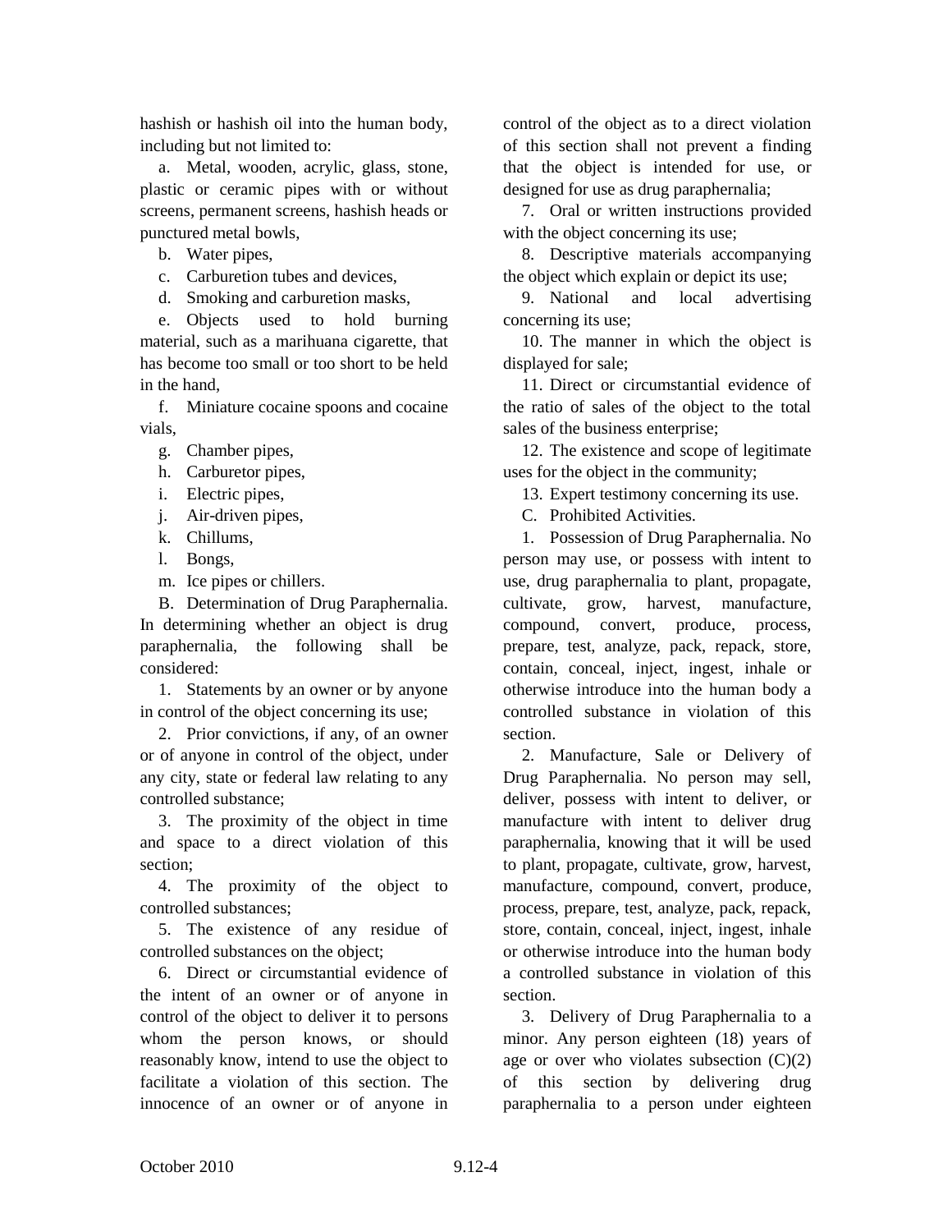hashish or hashish oil into the human body, including but not limited to:

a. Metal, wooden, acrylic, glass, stone, plastic or ceramic pipes with or without screens, permanent screens, hashish heads or punctured metal bowls,

b. Water pipes,

c. Carburetion tubes and devices,

d. Smoking and carburetion masks,

e. Objects used to hold burning material, such as a marihuana cigarette, that has become too small or too short to be held in the hand,

f. Miniature cocaine spoons and cocaine vials,

g. Chamber pipes,

h. Carburetor pipes,

i. Electric pipes,

j. Air-driven pipes,

k. Chillums,

l. Bongs,

m. Ice pipes or chillers.

B. Determination of Drug Paraphernalia. In determining whether an object is drug paraphernalia, the following shall be considered:

1. Statements by an owner or by anyone in control of the object concerning its use;

2. Prior convictions, if any, of an owner or of anyone in control of the object, under any city, state or federal law relating to any controlled substance;

3. The proximity of the object in time and space to a direct violation of this section;

4. The proximity of the object to controlled substances;

5. The existence of any residue of controlled substances on the object;

6. Direct or circumstantial evidence of the intent of an owner or of anyone in control of the object to deliver it to persons whom the person knows, or should reasonably know, intend to use the object to facilitate a violation of this section. The innocence of an owner or of anyone in control of the object as to a direct violation of this section shall not prevent a finding that the object is intended for use, or designed for use as drug paraphernalia;

7. Oral or written instructions provided with the object concerning its use;

8. Descriptive materials accompanying the object which explain or depict its use;

9. National and local advertising concerning its use;

10. The manner in which the object is displayed for sale;

11. Direct or circumstantial evidence of the ratio of sales of the object to the total sales of the business enterprise;

12. The existence and scope of legitimate uses for the object in the community;

13. Expert testimony concerning its use.

C. Prohibited Activities.

1. Possession of Drug Paraphernalia. No person may use, or possess with intent to use, drug paraphernalia to plant, propagate, cultivate, grow, harvest, manufacture, compound, convert, produce, process, prepare, test, analyze, pack, repack, store, contain, conceal, inject, ingest, inhale or otherwise introduce into the human body a controlled substance in violation of this section.

2. Manufacture, Sale or Delivery of Drug Paraphernalia. No person may sell, deliver, possess with intent to deliver, or manufacture with intent to deliver drug paraphernalia, knowing that it will be used to plant, propagate, cultivate, grow, harvest, manufacture, compound, convert, produce, process, prepare, test, analyze, pack, repack, store, contain, conceal, inject, ingest, inhale or otherwise introduce into the human body a controlled substance in violation of this section.

3. Delivery of Drug Paraphernalia to a minor. Any person eighteen (18) years of age or over who violates subsection (C)(2) of this section by delivering drug paraphernalia to a person under eighteen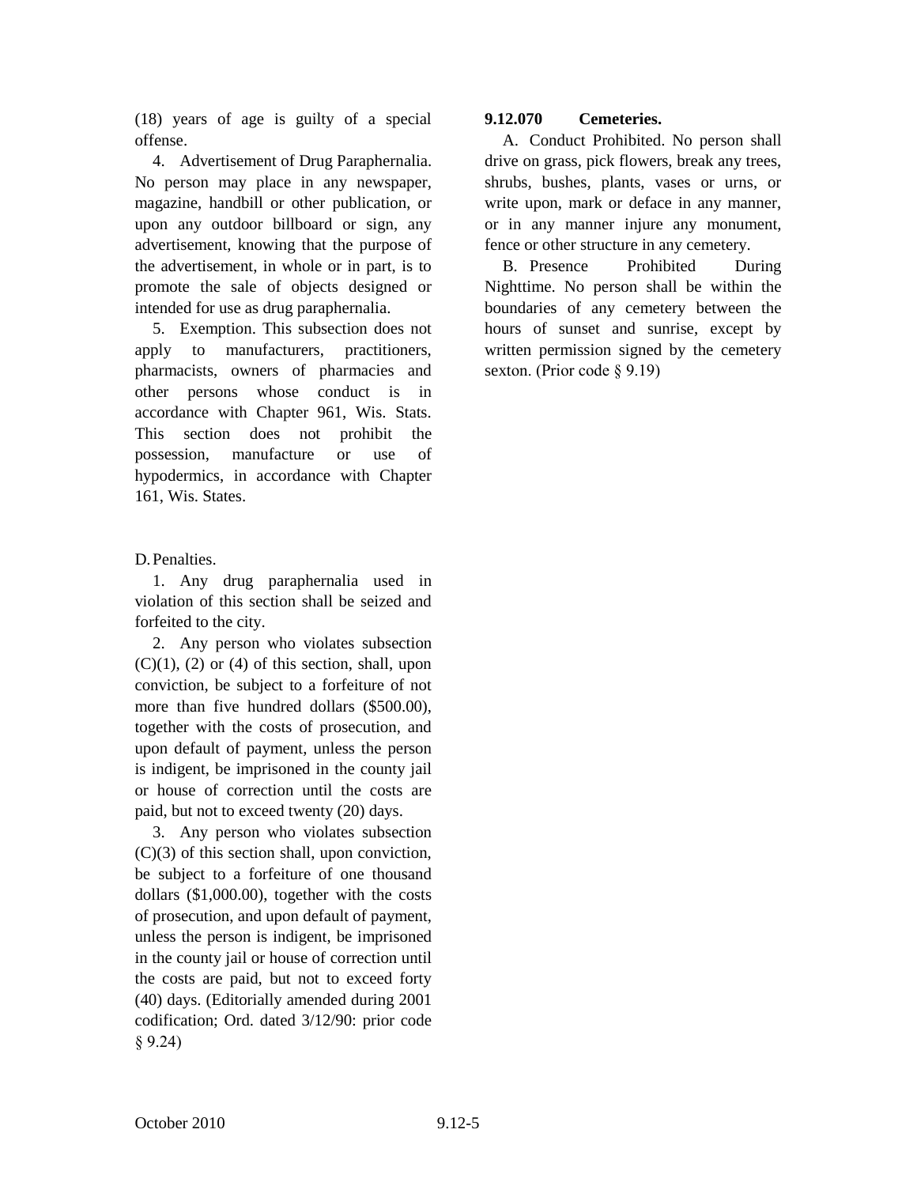(18) years of age is guilty of a special offense.

4. Advertisement of Drug Paraphernalia. No person may place in any newspaper, magazine, handbill or other publication, or upon any outdoor billboard or sign, any advertisement, knowing that the purpose of the advertisement, in whole or in part, is to promote the sale of objects designed or intended for use as drug paraphernalia.

5. Exemption. This subsection does not apply to manufacturers, practitioners, pharmacists, owners of pharmacies and other persons whose conduct is in accordance with Chapter 961, Wis. Stats. This section does not prohibit the possession, manufacture or use of hypodermics, in accordance with Chapter 161, Wis. States.

D. Penalties.

1. Any drug paraphernalia used in violation of this section shall be seized and forfeited to the city.

2. Any person who violates subsection (C)(1), (2) or (4) of this section, shall, upon conviction, be subject to a forfeiture of not more than five hundred dollars ($500.00), together with the costs of prosecution, and upon default of payment, unless the person is indigent, be imprisoned in the county jail or house of correction until the costs are paid, but not to exceed twenty (20) days.

3. Any person who violates subsection (C)(3) of this section shall, upon conviction, be subject to a forfeiture of one thousand dollars ($1,000.00), together with the costs of prosecution, and upon default of payment, unless the person is indigent, be imprisoned in the county jail or house of correction until the costs are paid, but not to exceed forty (40) days. (Editorially amended during 2001 codification; Ord. dated 3/12/90: prior code § 9.24)

**9.12.070 Cemeteries.**

A. Conduct Prohibited. No person shall drive on grass, pick flowers, break any trees, shrubs, bushes, plants, vases or urns, or write upon, mark or deface in any manner, or in any manner injure any monument, fence or other structure in any cemetery.

B. Presence Prohibited During Nighttime. No person shall be within the boundaries of any cemetery between the hours of sunset and sunrise, except by written permission signed by the cemetery sexton. (Prior code § 9.19)